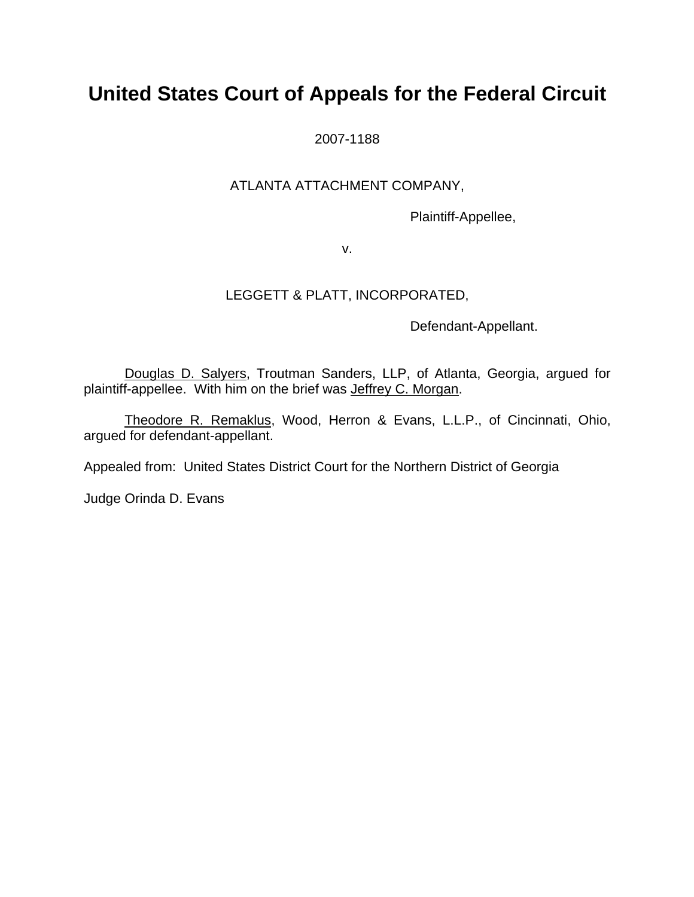# United States Court of Appeals for the Federal Circuit

2007-1188

ATLANTA ATTACHMENT COMPANY,

Plaintiff-Appellee,

v.

LEGGETT & PLATT, INCORPORATED,

Defendant-Appellant.

Douglas D. Salyers, Troutman Sanders, LLP, of Atlanta, Georgia, argued for plaintiff-appellee. With him on the brief was Jeffrey C. Morgan.

Theodore R. Remaklus, Wood, Herron & Evans, L.L.P., of Cincinnati, Ohio, argued for defendant-appellant.

Appealed from: United States District Court for the Northern District of Georgia

Judge Orinda D. Evans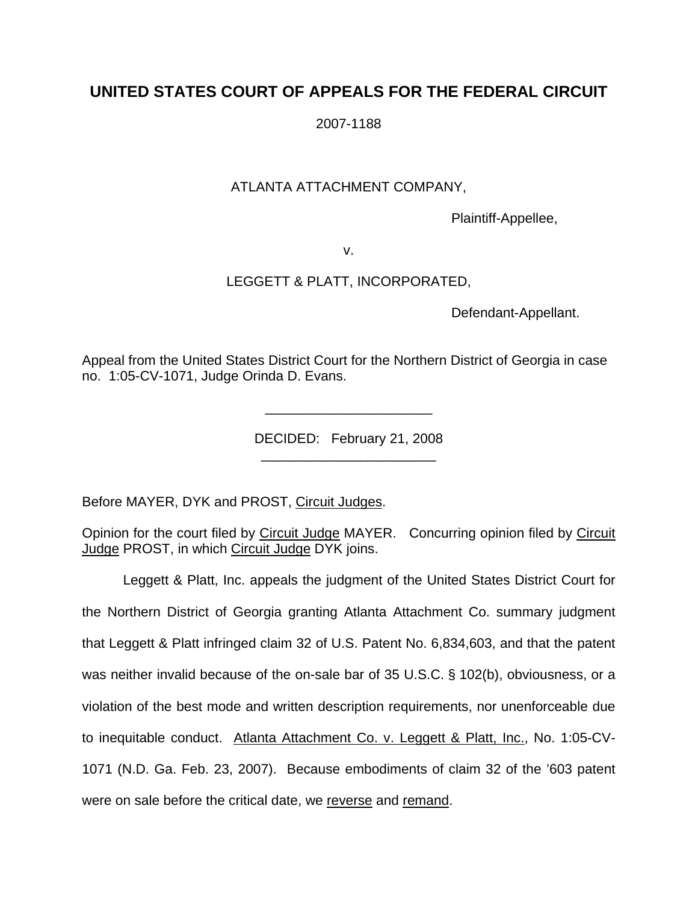# UNITED STATES COURT OF APPEALS FOR THE FEDERAL CIRCUIT

2007-1188

ATLANTA ATTACHMENT COMPANY,

Plaintiff-Appellee,

v.

LEGGETT & PLATT, INCORPORATED,

Defendant-Appellant.

Appeal from the United States District Court for the Northern District of Georgia in case no. 1:05-CV-1071, Judge Orinda D. Evans.

---

DECIDED: February 21, 2008

---

Before MAYER, DYK and PROST, Circuit Judges.

Opinion for the court filed by Circuit Judge MAYER. Concurring opinion filed by Circuit Judge PROST, in which Circuit Judge DYK joins.

Leggett & Platt, Inc. appeals the judgment of the United States District Court for the Northern District of Georgia granting Atlanta Attachment Co. summary judgment that Leggett & Platt infringed claim 32 of U.S. Patent No. 6,834,603, and that the patent was neither invalid because of the on-sale bar of 35 U.S.C. § 102(b), obviousness, or a violation of the best mode and written description requirements, nor unenforceable due to inequitable conduct. Atlanta Attachment Co. v. Leggett & Platt, Inc., No. 1:05-CV-1071 (N.D. Ga. Feb. 23, 2007). Because embodiments of claim 32 of the '603 patent were on sale before the critical date, we reverse and remand.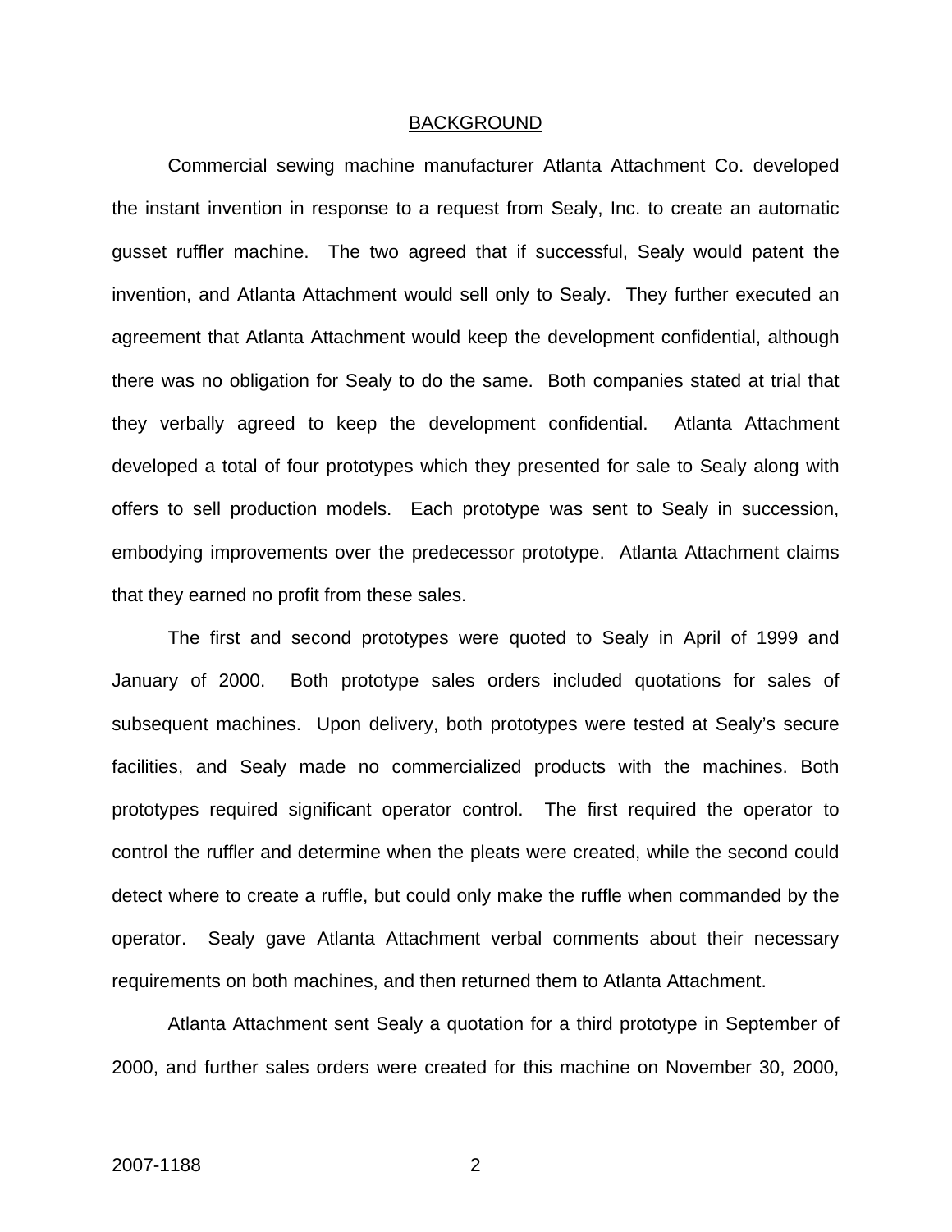## BACKGROUND

Commercial sewing machine manufacturer Atlanta Attachment Co. developed the instant invention in response to a request from Sealy, Inc. to create an automatic gusset ruffler machine. The two agreed that if successful, Sealy would patent the invention, and Atlanta Attachment would sell only to Sealy. They further executed an agreement that Atlanta Attachment would keep the development confidential, although there was no obligation for Sealy to do the same. Both companies stated at trial that they verbally agreed to keep the development confidential. Atlanta Attachment developed a total of four prototypes which they presented for sale to Sealy along with offers to sell production models. Each prototype was sent to Sealy in succession, embodying improvements over the predecessor prototype. Atlanta Attachment claims that they earned no profit from these sales.

The first and second prototypes were quoted to Sealy in April of 1999 and January of 2000. Both prototype sales orders included quotations for sales of subsequent machines. Upon delivery, both prototypes were tested at Sealy's secure facilities, and Sealy made no commercialized products with the machines. Both prototypes required significant operator control. The first required the operator to control the ruffler and determine when the pleats were created, while the second could detect where to create a ruffle, but could only make the ruffle when commanded by the operator. Sealy gave Atlanta Attachment verbal comments about their necessary requirements on both machines, and then returned them to Atlanta Attachment.

Atlanta Attachment sent Sealy a quotation for a third prototype in September of 2000, and further sales orders were created for this machine on November 30, 2000,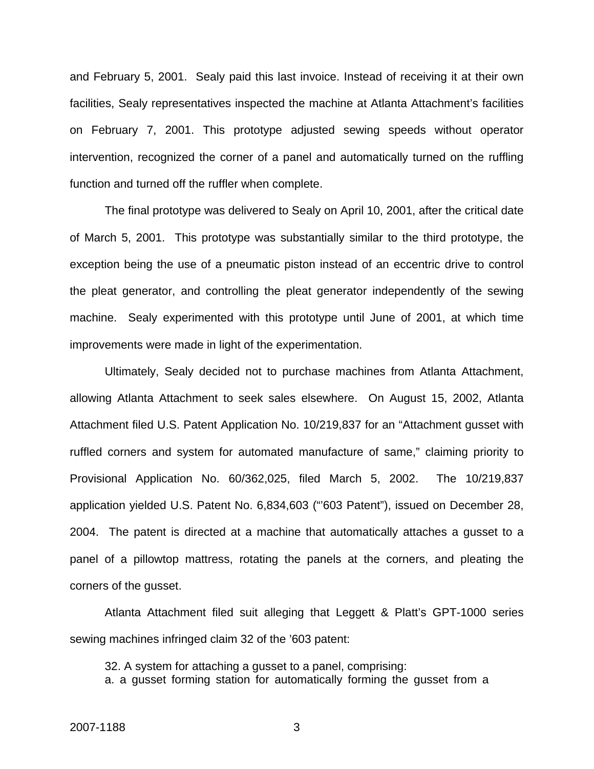and February 5, 2001. Sealy paid this last invoice. Instead of receiving it at their own facilities, Sealy representatives inspected the machine at Atlanta Attachment's facilities on February 7, 2001. This prototype adjusted sewing speeds without operator intervention, recognized the corner of a panel and automatically turned on the ruffling function and turned off the ruffler when complete.

The final prototype was delivered to Sealy on April 10, 2001, after the critical date of March 5, 2001. This prototype was substantially similar to the third prototype, the exception being the use of a pneumatic piston instead of an eccentric drive to control the pleat generator, and controlling the pleat generator independently of the sewing machine. Sealy experimented with this prototype until June of 2001, at which time improvements were made in light of the experimentation.

Ultimately, Sealy decided not to purchase machines from Atlanta Attachment, allowing Atlanta Attachment to seek sales elsewhere. On August 15, 2002, Atlanta Attachment filed U.S. Patent Application No. 10/219,837 for an "Attachment gusset with ruffled corners and system for automated manufacture of same," claiming priority to Provisional Application No. 60/362,025, filed March 5, 2002. The 10/219,837 application yielded U.S. Patent No. 6,834,603 ("'603 Patent"), issued on December 28, 2004. The patent is directed at a machine that automatically attaches a gusset to a panel of a pillowtop mattress, rotating the panels at the corners, and pleating the corners of the gusset.

Atlanta Attachment filed suit alleging that Leggett & Platt's GPT-1000 series sewing machines infringed claim 32 of the '603 patent:

> 32. A system for attaching a gusset to a panel, comprising:
> a. a gusset forming station for automatically forming the gusset from a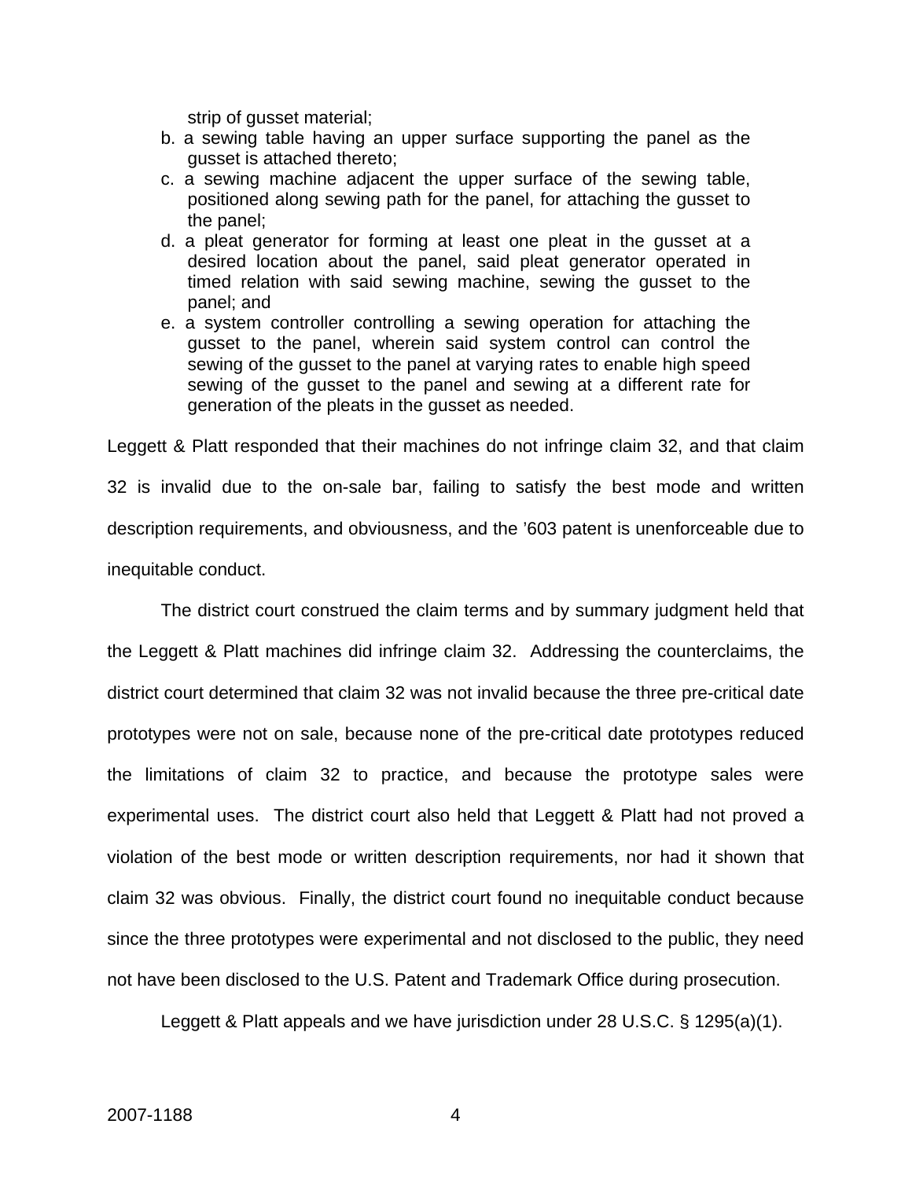strip of gusset material;

b. a sewing table having an upper surface supporting the panel as the gusset is attached thereto;

c. a sewing machine adjacent the upper surface of the sewing table, positioned along sewing path for the panel, for attaching the gusset to the panel;

d. a pleat generator for forming at least one pleat in the gusset at a desired location about the panel, said pleat generator operated in timed relation with said sewing machine, sewing the gusset to the panel; and

e. a system controller controlling a sewing operation for attaching the gusset to the panel, wherein said system control can control the sewing of the gusset to the panel at varying rates to enable high speed sewing of the gusset to the panel and sewing at a different rate for generation of the pleats in the gusset as needed.

Leggett & Platt responded that their machines do not infringe claim 32, and that claim 32 is invalid due to the on-sale bar, failing to satisfy the best mode and written description requirements, and obviousness, and the ’603 patent is unenforceable due to inequitable conduct.

The district court construed the claim terms and by summary judgment held that the Leggett & Platt machines did infringe claim 32. Addressing the counterclaims, the district court determined that claim 32 was not invalid because the three pre-critical date prototypes were not on sale, because none of the pre-critical date prototypes reduced the limitations of claim 32 to practice, and because the prototype sales were experimental uses. The district court also held that Leggett & Platt had not proved a violation of the best mode or written description requirements, nor had it shown that claim 32 was obvious. Finally, the district court found no inequitable conduct because since the three prototypes were experimental and not disclosed to the public, they need not have been disclosed to the U.S. Patent and Trademark Office during prosecution.

Leggett & Platt appeals and we have jurisdiction under 28 U.S.C. § 1295(a)(1).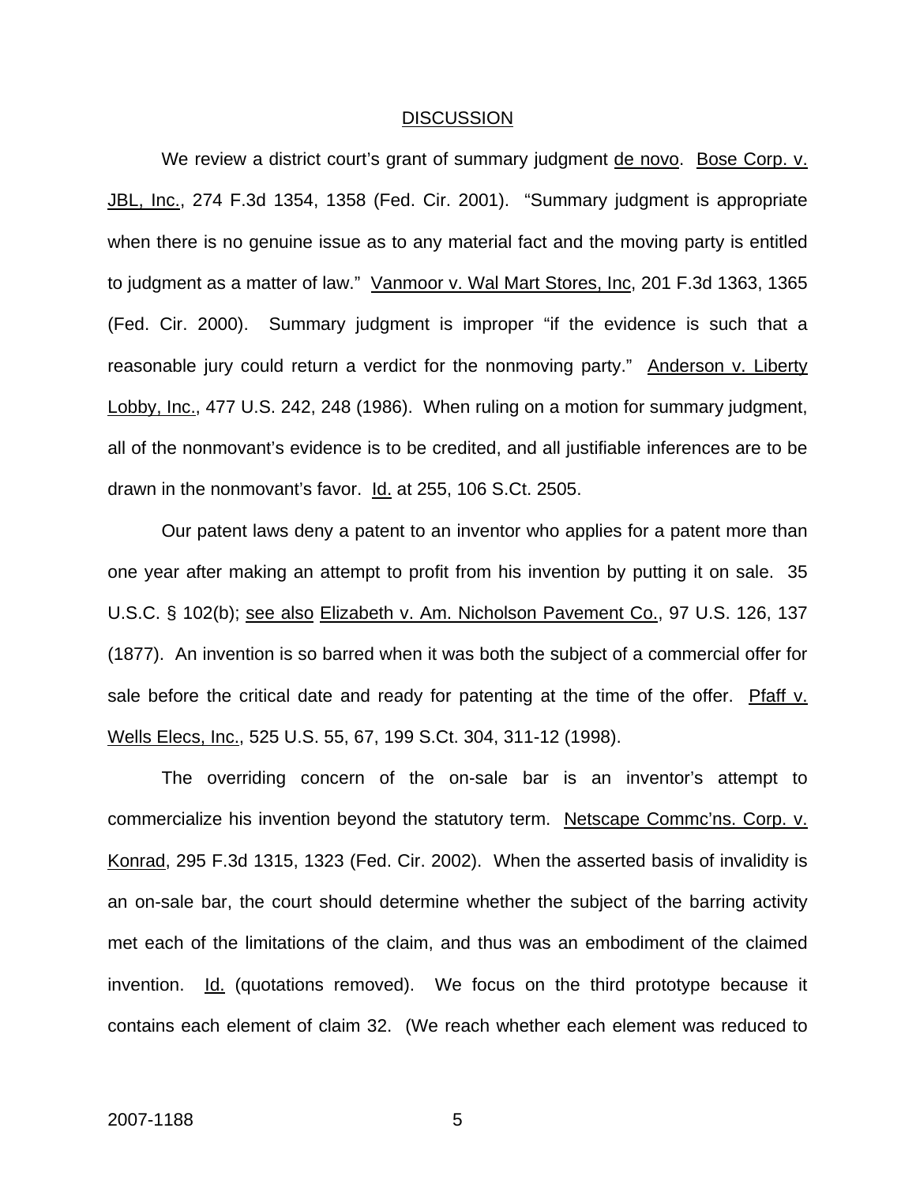## DISCUSSION

We review a district court's grant of summary judgment de novo. Bose Corp. v. JBL, Inc., 274 F.3d 1354, 1358 (Fed. Cir. 2001). "Summary judgment is appropriate when there is no genuine issue as to any material fact and the moving party is entitled to judgment as a matter of law." Vanmoor v. Wal Mart Stores, Inc, 201 F.3d 1363, 1365 (Fed. Cir. 2000). Summary judgment is improper "if the evidence is such that a reasonable jury could return a verdict for the nonmoving party." Anderson v. Liberty Lobby, Inc., 477 U.S. 242, 248 (1986). When ruling on a motion for summary judgment, all of the nonmovant's evidence is to be credited, and all justifiable inferences are to be drawn in the nonmovant's favor. Id. at 255, 106 S.Ct. 2505.

Our patent laws deny a patent to an inventor who applies for a patent more than one year after making an attempt to profit from his invention by putting it on sale. 35 U.S.C. § 102(b); see also Elizabeth v. Am. Nicholson Pavement Co., 97 U.S. 126, 137 (1877). An invention is so barred when it was both the subject of a commercial offer for sale before the critical date and ready for patenting at the time of the offer. Pfaff v. Wells Elecs, Inc., 525 U.S. 55, 67, 199 S.Ct. 304, 311-12 (1998).

The overriding concern of the on-sale bar is an inventor's attempt to commercialize his invention beyond the statutory term. Netscape Commc'ns. Corp. v. Konrad, 295 F.3d 1315, 1323 (Fed. Cir. 2002). When the asserted basis of invalidity is an on-sale bar, the court should determine whether the subject of the barring activity met each of the limitations of the claim, and thus was an embodiment of the claimed invention. Id. (quotations removed). We focus on the third prototype because it contains each element of claim 32. (We reach whether each element was reduced to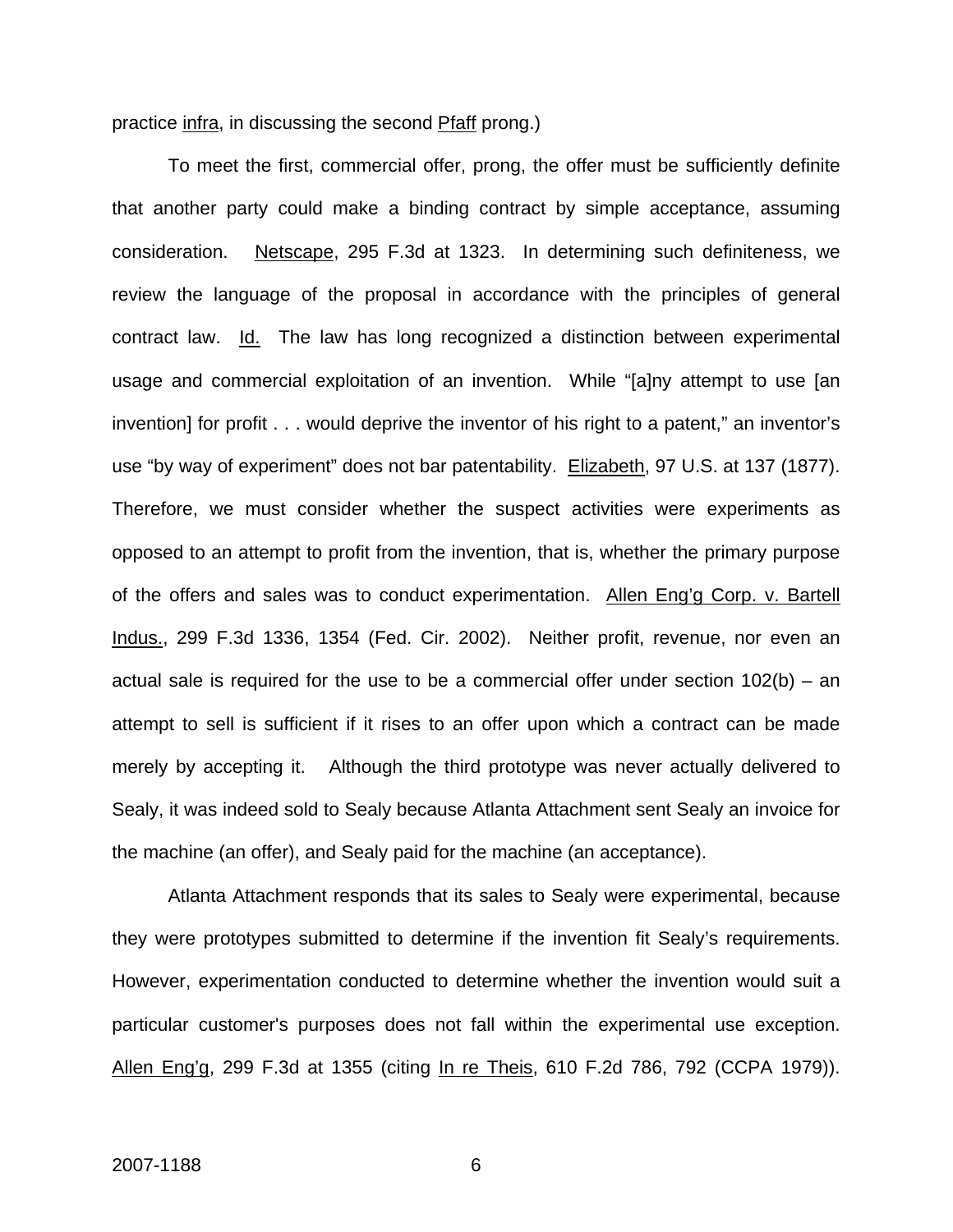practice _infra_, in discussing the second _Pfaff_ prong.)

To meet the first, commercial offer, prong, the offer must be sufficiently definite that another party could make a binding contract by simple acceptance, assuming consideration. _Netscape_, 295 F.3d at 1323. In determining such definiteness, we review the language of the proposal in accordance with the principles of general contract law. _Id._ The law has long recognized a distinction between experimental usage and commercial exploitation of an invention. While "[a]ny attempt to use [an invention] for profit . . . would deprive the inventor of his right to a patent," an inventor's use "by way of experiment" does not bar patentability. _Elizabeth_, 97 U.S. at 137 (1877). Therefore, we must consider whether the suspect activities were experiments as opposed to an attempt to profit from the invention, that is, whether the primary purpose of the offers and sales was to conduct experimentation. _Allen Eng'g Corp. v. Bartell Indus._, 299 F.3d 1336, 1354 (Fed. Cir. 2002). Neither profit, revenue, nor even an actual sale is required for the use to be a commercial offer under section 102(b) – an attempt to sell is sufficient if it rises to an offer upon which a contract can be made merely by accepting it. Although the third prototype was never actually delivered to Sealy, it was indeed sold to Sealy because Atlanta Attachment sent Sealy an invoice for the machine (an offer), and Sealy paid for the machine (an acceptance).

Atlanta Attachment responds that its sales to Sealy were experimental, because they were prototypes submitted to determine if the invention fit Sealy's requirements. However, experimentation conducted to determine whether the invention would suit a particular customer's purposes does not fall within the experimental use exception. _Allen Eng'g_, 299 F.3d at 1355 (citing _In re Theis_, 610 F.2d 786, 792 (CCPA 1979)).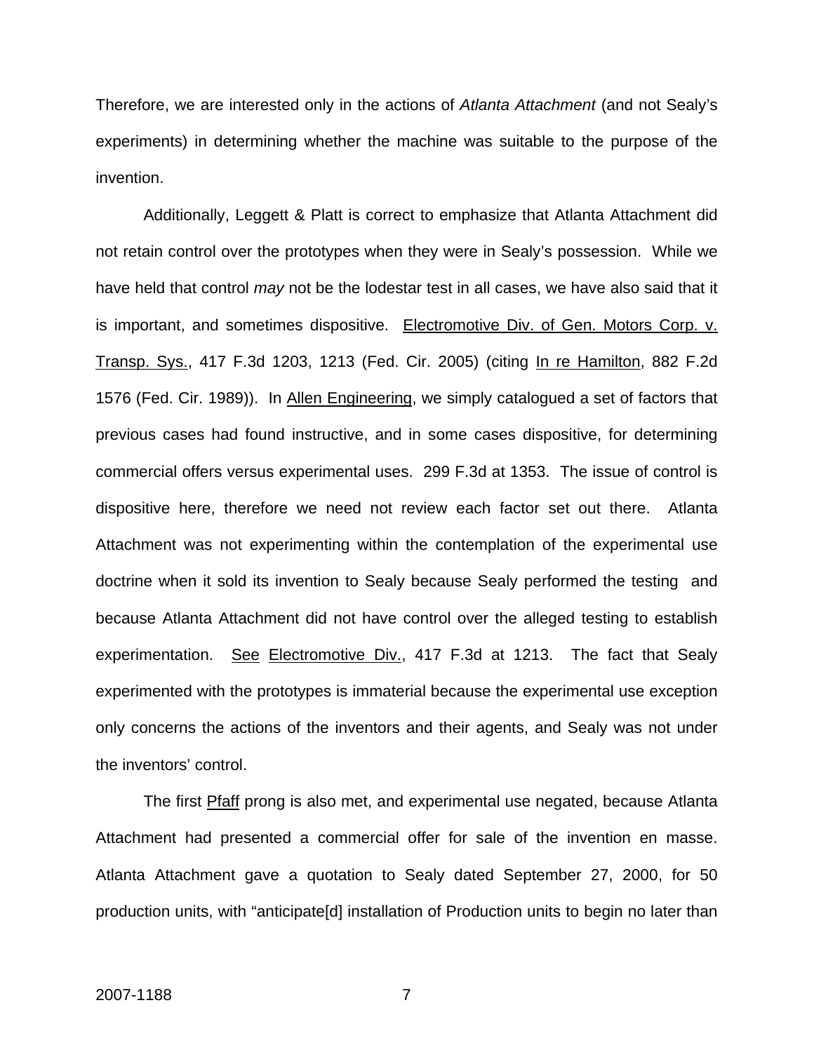Therefore, we are interested only in the actions of *Atlanta Attachment* (and not Sealy's experiments) in determining whether the machine was suitable to the purpose of the invention.

Additionally, Leggett & Platt is correct to emphasize that Atlanta Attachment did not retain control over the prototypes when they were in Sealy's possession. While we have held that control *may* not be the lodestar test in all cases, we have also said that it is important, and sometimes dispositive. Electromotive Div. of Gen. Motors Corp. v. Transp. Sys., 417 F.3d 1203, 1213 (Fed. Cir. 2005) (citing In re Hamilton, 882 F.2d 1576 (Fed. Cir. 1989)). In Allen Engineering, we simply catalogued a set of factors that previous cases had found instructive, and in some cases dispositive, for determining commercial offers versus experimental uses. 299 F.3d at 1353. The issue of control is dispositive here, therefore we need not review each factor set out there. Atlanta Attachment was not experimenting within the contemplation of the experimental use doctrine when it sold its invention to Sealy because Sealy performed the testing and because Atlanta Attachment did not have control over the alleged testing to establish experimentation. See Electromotive Div., 417 F.3d at 1213. The fact that Sealy experimented with the prototypes is immaterial because the experimental use exception only concerns the actions of the inventors and their agents, and Sealy was not under the inventors' control.

The first Pfaff prong is also met, and experimental use negated, because Atlanta Attachment had presented a commercial offer for sale of the invention en masse. Atlanta Attachment gave a quotation to Sealy dated September 27, 2000, for 50 production units, with "anticipate[d] installation of Production units to begin no later than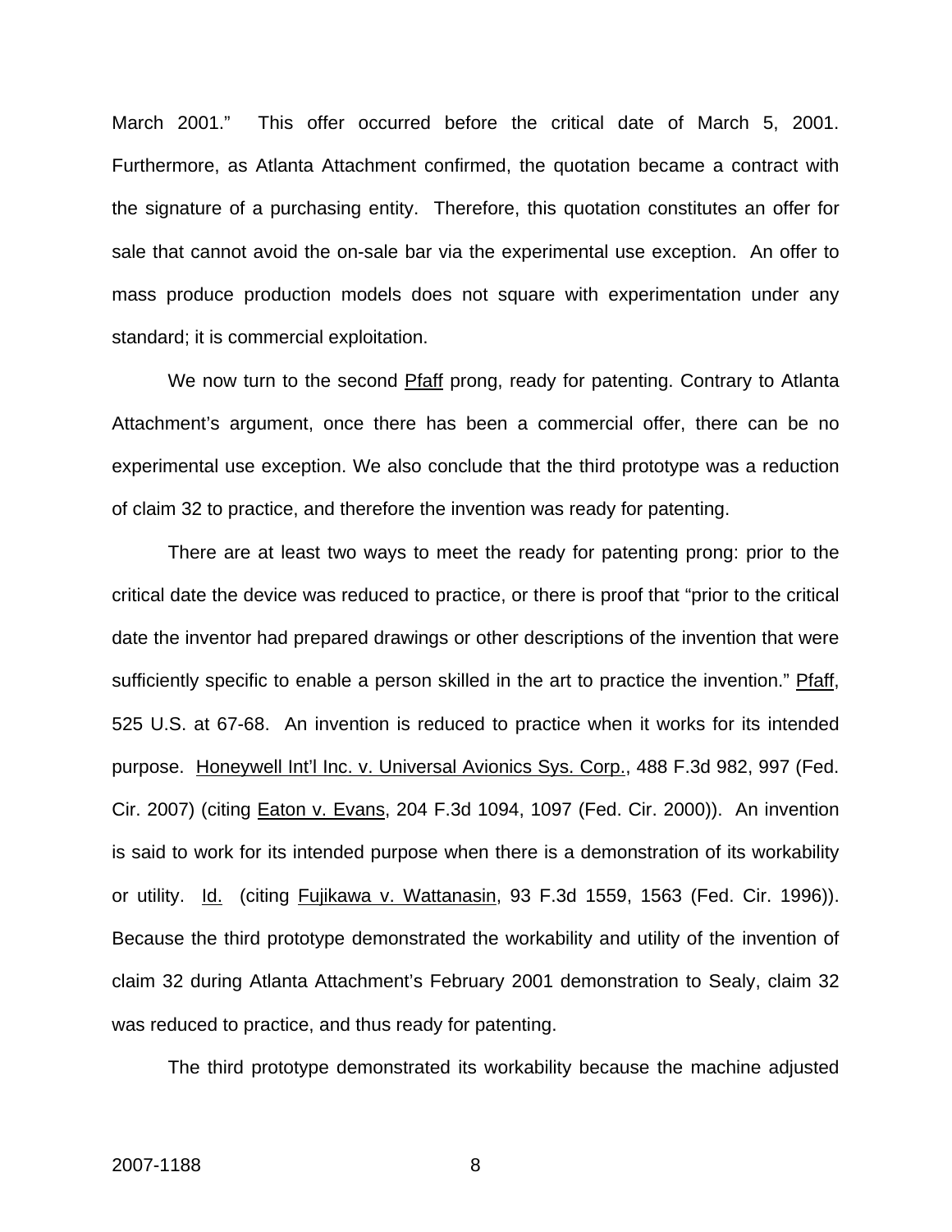March 2001." This offer occurred before the critical date of March 5, 2001. Furthermore, as Atlanta Attachment confirmed, the quotation became a contract with the signature of a purchasing entity. Therefore, this quotation constitutes an offer for sale that cannot avoid the on-sale bar via the experimental use exception. An offer to mass produce production models does not square with experimentation under any standard; it is commercial exploitation.

We now turn to the second Pfaff prong, ready for patenting. Contrary to Atlanta Attachment's argument, once there has been a commercial offer, there can be no experimental use exception. We also conclude that the third prototype was a reduction of claim 32 to practice, and therefore the invention was ready for patenting.

There are at least two ways to meet the ready for patenting prong: prior to the critical date the device was reduced to practice, or there is proof that "prior to the critical date the inventor had prepared drawings or other descriptions of the invention that were sufficiently specific to enable a person skilled in the art to practice the invention." Pfaff, 525 U.S. at 67-68. An invention is reduced to practice when it works for its intended purpose. Honeywell Int'l Inc. v. Universal Avionics Sys. Corp., 488 F.3d 982, 997 (Fed. Cir. 2007) (citing Eaton v. Evans, 204 F.3d 1094, 1097 (Fed. Cir. 2000)). An invention is said to work for its intended purpose when there is a demonstration of its workability or utility. Id. (citing Fujikawa v. Wattanasin, 93 F.3d 1559, 1563 (Fed. Cir. 1996)). Because the third prototype demonstrated the workability and utility of the invention of claim 32 during Atlanta Attachment's February 2001 demonstration to Sealy, claim 32 was reduced to practice, and thus ready for patenting.

The third prototype demonstrated its workability because the machine adjusted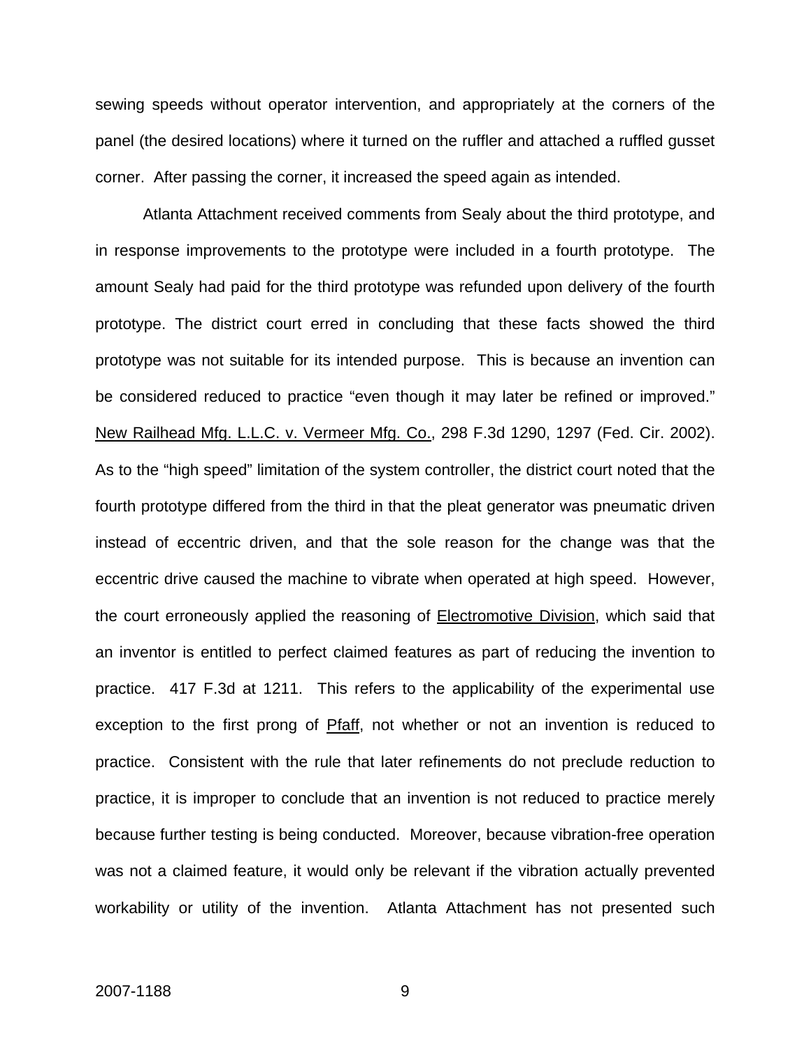sewing speeds without operator intervention, and appropriately at the corners of the panel (the desired locations) where it turned on the ruffler and attached a ruffled gusset corner. After passing the corner, it increased the speed again as intended.

Atlanta Attachment received comments from Sealy about the third prototype, and in response improvements to the prototype were included in a fourth prototype. The amount Sealy had paid for the third prototype was refunded upon delivery of the fourth prototype. The district court erred in concluding that these facts showed the third prototype was not suitable for its intended purpose. This is because an invention can be considered reduced to practice "even though it may later be refined or improved." New Railhead Mfg. L.L.C. v. Vermeer Mfg. Co., 298 F.3d 1290, 1297 (Fed. Cir. 2002). As to the "high speed" limitation of the system controller, the district court noted that the fourth prototype differed from the third in that the pleat generator was pneumatic driven instead of eccentric driven, and that the sole reason for the change was that the eccentric drive caused the machine to vibrate when operated at high speed. However, the court erroneously applied the reasoning of Electromotive Division, which said that an inventor is entitled to perfect claimed features as part of reducing the invention to practice. 417 F.3d at 1211. This refers to the applicability of the experimental use exception to the first prong of Pfaff, not whether or not an invention is reduced to practice. Consistent with the rule that later refinements do not preclude reduction to practice, it is improper to conclude that an invention is not reduced to practice merely because further testing is being conducted. Moreover, because vibration-free operation was not a claimed feature, it would only be relevant if the vibration actually prevented workability or utility of the invention. Atlanta Attachment has not presented such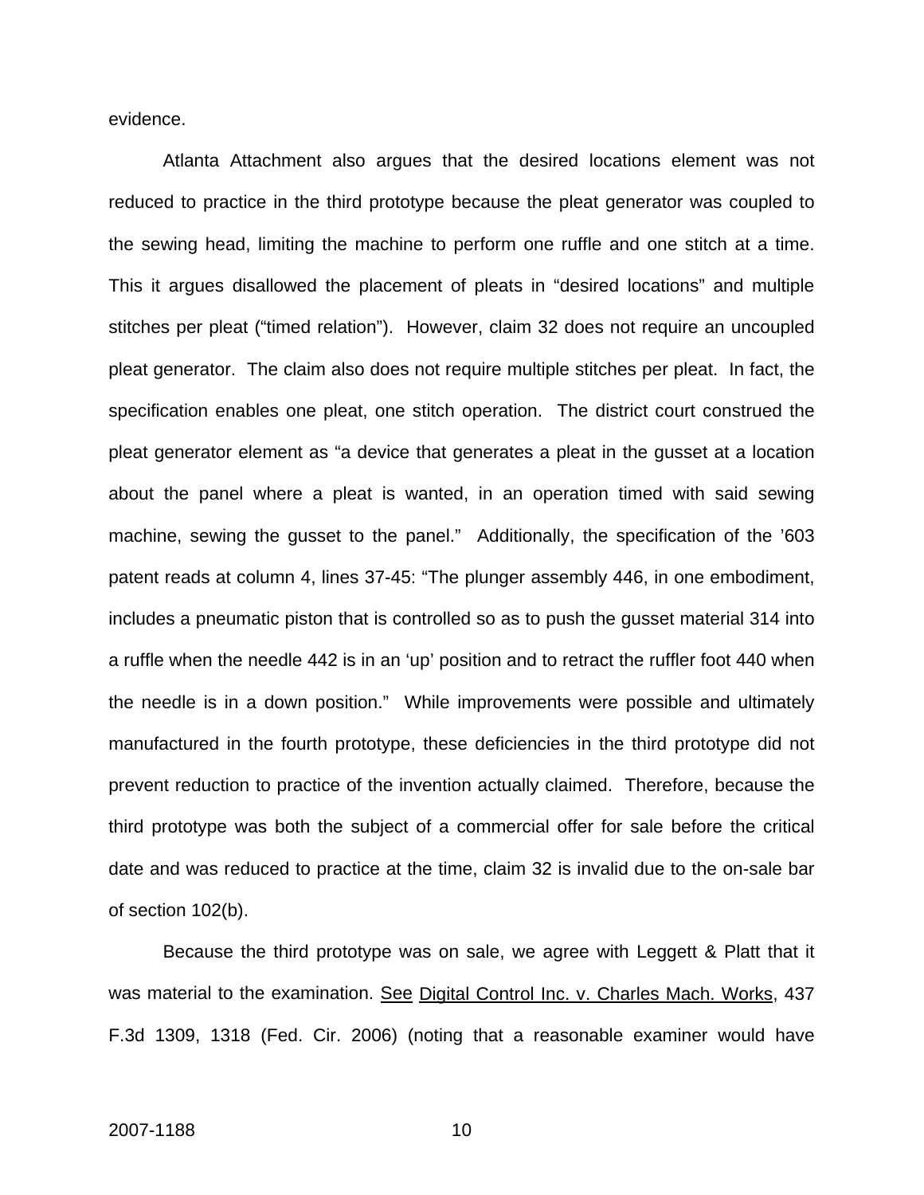evidence.

Atlanta Attachment also argues that the desired locations element was not reduced to practice in the third prototype because the pleat generator was coupled to the sewing head, limiting the machine to perform one ruffle and one stitch at a time. This it argues disallowed the placement of pleats in "desired locations" and multiple stitches per pleat ("timed relation"). However, claim 32 does not require an uncoupled pleat generator. The claim also does not require multiple stitches per pleat. In fact, the specification enables one pleat, one stitch operation. The district court construed the pleat generator element as "a device that generates a pleat in the gusset at a location about the panel where a pleat is wanted, in an operation timed with said sewing machine, sewing the gusset to the panel." Additionally, the specification of the '603 patent reads at column 4, lines 37-45: "The plunger assembly 446, in one embodiment, includes a pneumatic piston that is controlled so as to push the gusset material 314 into a ruffle when the needle 442 is in an 'up' position and to retract the ruffler foot 440 when the needle is in a down position." While improvements were possible and ultimately manufactured in the fourth prototype, these deficiencies in the third prototype did not prevent reduction to practice of the invention actually claimed. Therefore, because the third prototype was both the subject of a commercial offer for sale before the critical date and was reduced to practice at the time, claim 32 is invalid due to the on-sale bar of section 102(b).

Because the third prototype was on sale, we agree with Leggett & Platt that it was material to the examination. See Digital Control Inc. v. Charles Mach. Works, 437 F.3d 1309, 1318 (Fed. Cir. 2006) (noting that a reasonable examiner would have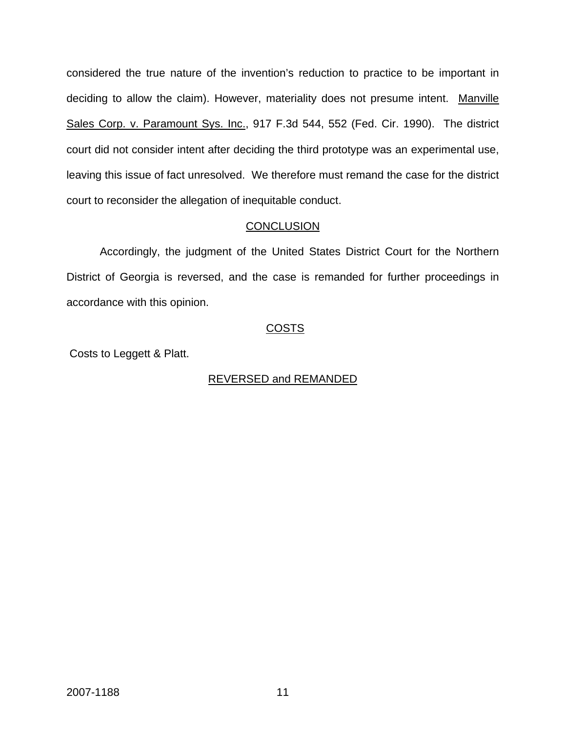considered the true nature of the invention's reduction to practice to be important in deciding to allow the claim). However, materiality does not presume intent. Manville Sales Corp. v. Paramount Sys. Inc., 917 F.3d 544, 552 (Fed. Cir. 1990). The district court did not consider intent after deciding the third prototype was an experimental use, leaving this issue of fact unresolved. We therefore must remand the case for the district court to reconsider the allegation of inequitable conduct.

## CONCLUSION

Accordingly, the judgment of the United States District Court for the Northern District of Georgia is reversed, and the case is remanded for further proceedings in accordance with this opinion.

## COSTS

Costs to Leggett & Platt.

## REVERSED and REMANDED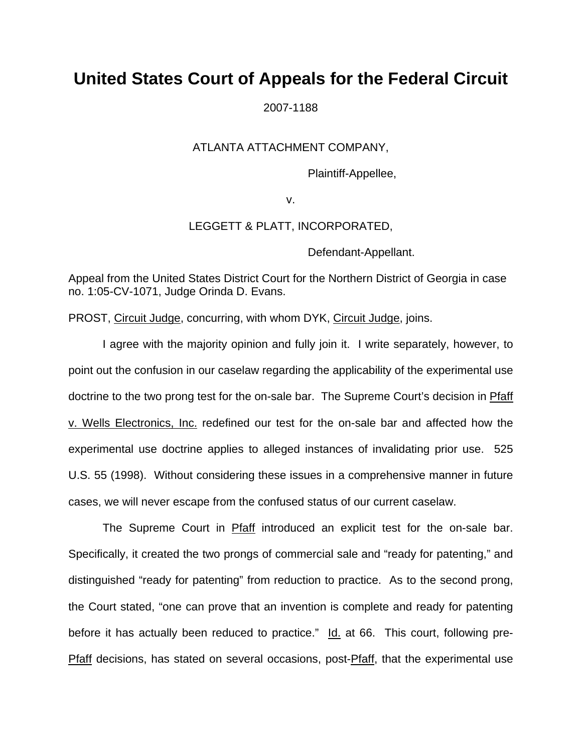# United States Court of Appeals for the Federal Circuit

2007-1188

ATLANTA ATTACHMENT COMPANY,

Plaintiff-Appellee,

v.

LEGGETT & PLATT, INCORPORATED,

Defendant-Appellant.

Appeal from the United States District Court for the Northern District of Georgia in case no. 1:05-CV-1071, Judge Orinda D. Evans.

PROST, Circuit Judge, concurring, with whom DYK, Circuit Judge, joins.

I agree with the majority opinion and fully join it. I write separately, however, to point out the confusion in our caselaw regarding the applicability of the experimental use doctrine to the two prong test for the on-sale bar. The Supreme Court's decision in Pfaff v. Wells Electronics, Inc. redefined our test for the on-sale bar and affected how the experimental use doctrine applies to alleged instances of invalidating prior use. 525 U.S. 55 (1998). Without considering these issues in a comprehensive manner in future cases, we will never escape from the confused status of our current caselaw.

The Supreme Court in Pfaff introduced an explicit test for the on-sale bar. Specifically, it created the two prongs of commercial sale and "ready for patenting," and distinguished "ready for patenting" from reduction to practice. As to the second prong, the Court stated, "one can prove that an invention is complete and ready for patenting before it has actually been reduced to practice." Id. at 66. This court, following pre-Pfaff decisions, has stated on several occasions, post-Pfaff, that the experimental use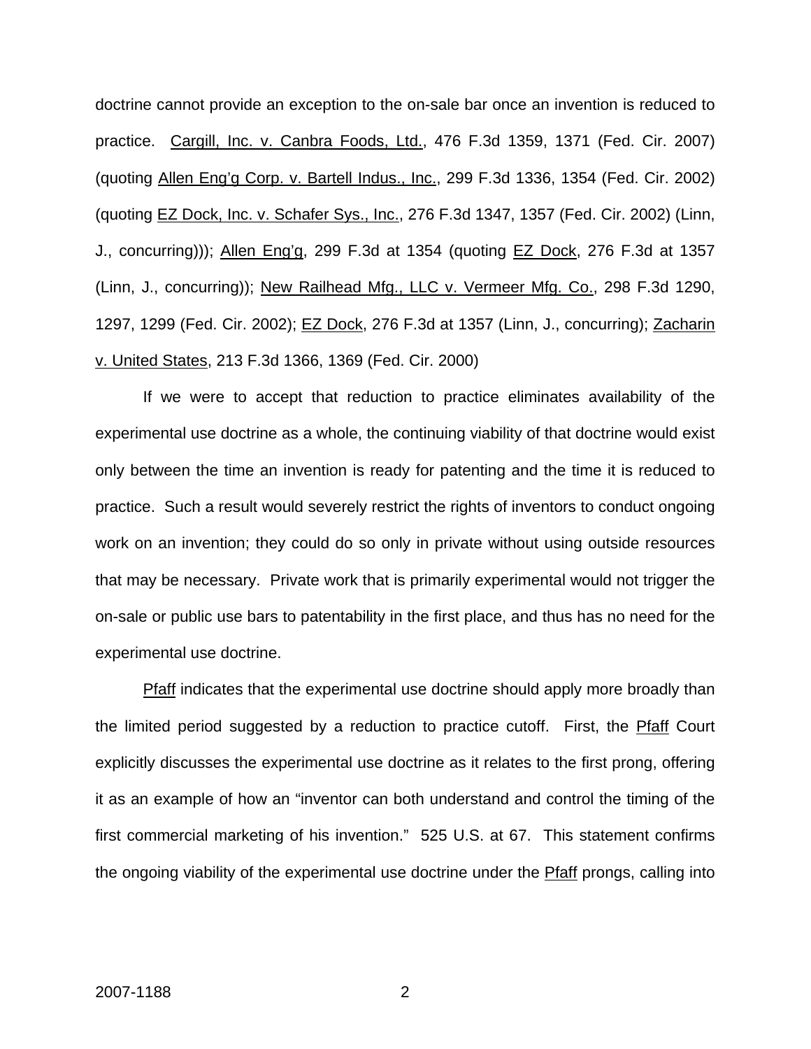doctrine cannot provide an exception to the on-sale bar once an invention is reduced to practice. Cargill, Inc. v. Canbra Foods, Ltd., 476 F.3d 1359, 1371 (Fed. Cir. 2007) (quoting Allen Eng'g Corp. v. Bartell Indus., Inc., 299 F.3d 1336, 1354 (Fed. Cir. 2002) (quoting EZ Dock, Inc. v. Schafer Sys., Inc., 276 F.3d 1347, 1357 (Fed. Cir. 2002) (Linn, J., concurring))); Allen Eng'g, 299 F.3d at 1354 (quoting EZ Dock, 276 F.3d at 1357 (Linn, J., concurring)); New Railhead Mfg., LLC v. Vermeer Mfg. Co., 298 F.3d 1290, 1297, 1299 (Fed. Cir. 2002); EZ Dock, 276 F.3d at 1357 (Linn, J., concurring); Zacharin v. United States, 213 F.3d 1366, 1369 (Fed. Cir. 2000)

If we were to accept that reduction to practice eliminates availability of the experimental use doctrine as a whole, the continuing viability of that doctrine would exist only between the time an invention is ready for patenting and the time it is reduced to practice. Such a result would severely restrict the rights of inventors to conduct ongoing work on an invention; they could do so only in private without using outside resources that may be necessary. Private work that is primarily experimental would not trigger the on-sale or public use bars to patentability in the first place, and thus has no need for the experimental use doctrine.

Pfaff indicates that the experimental use doctrine should apply more broadly than the limited period suggested by a reduction to practice cutoff. First, the Pfaff Court explicitly discusses the experimental use doctrine as it relates to the first prong, offering it as an example of how an "inventor can both understand and control the timing of the first commercial marketing of his invention." 525 U.S. at 67. This statement confirms the ongoing viability of the experimental use doctrine under the Pfaff prongs, calling into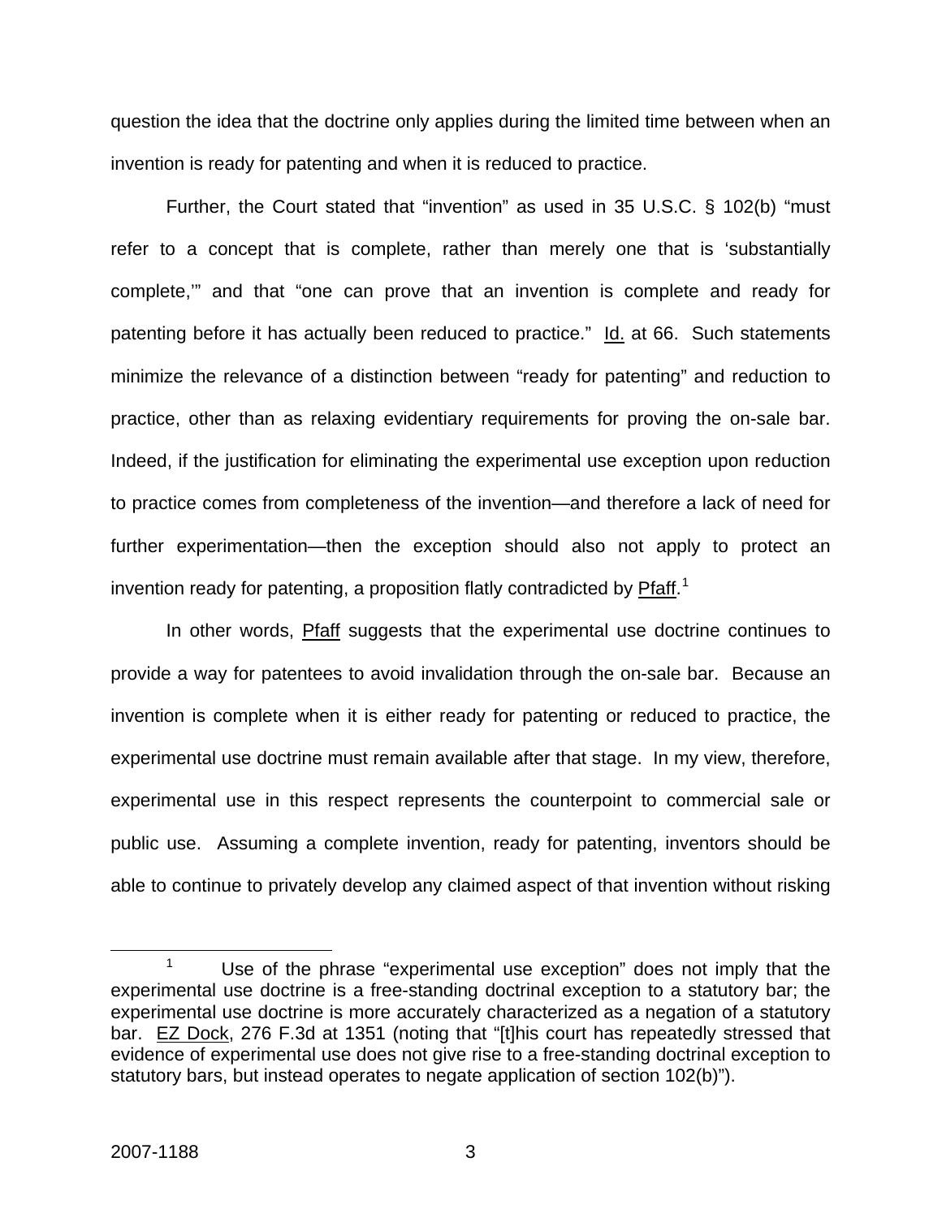question the idea that the doctrine only applies during the limited time between when an invention is ready for patenting and when it is reduced to practice.

Further, the Court stated that "invention" as used in 35 U.S.C. § 102(b) "must refer to a concept that is complete, rather than merely one that is 'substantially complete,'" and that "one can prove that an invention is complete and ready for patenting before it has actually been reduced to practice." Id. at 66. Such statements minimize the relevance of a distinction between "ready for patenting" and reduction to practice, other than as relaxing evidentiary requirements for proving the on-sale bar. Indeed, if the justification for eliminating the experimental use exception upon reduction to practice comes from completeness of the invention—and therefore a lack of need for further experimentation—then the exception should also not apply to protect an invention ready for patenting, a proposition flatly contradicted by Pfaff.[1]

In other words, Pfaff suggests that the experimental use doctrine continues to provide a way for patentees to avoid invalidation through the on-sale bar. Because an invention is complete when it is either ready for patenting or reduced to practice, the experimental use doctrine must remain available after that stage. In my view, therefore, experimental use in this respect represents the counterpoint to commercial sale or public use. Assuming a complete invention, ready for patenting, inventors should be able to continue to privately develop any claimed aspect of that invention without risking

---

[1] Use of the phrase "experimental use exception" does not imply that the experimental use doctrine is a free-standing doctrinal exception to a statutory bar; the experimental use doctrine is more accurately characterized as a negation of a statutory bar. EZ Dock, 276 F.3d at 1351 (noting that "[t]his court has repeatedly stressed that evidence of experimental use does not give rise to a free-standing doctrinal exception to statutory bars, but instead operates to negate application of section 102(b)").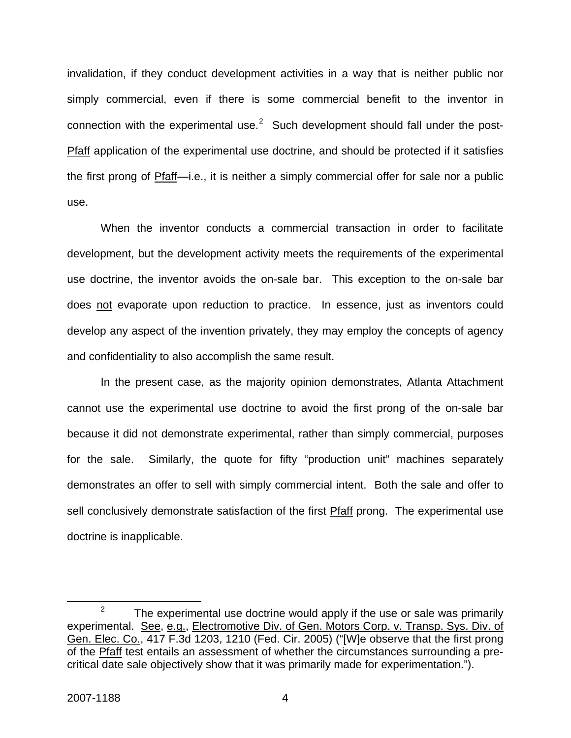invalidation, if they conduct development activities in a way that is neither public nor simply commercial, even if there is some commercial benefit to the inventor in connection with the experimental use.[2] Such development should fall under the post-Pfaff application of the experimental use doctrine, and should be protected if it satisfies the first prong of Pfaff—i.e., it is neither a simply commercial offer for sale nor a public use.

When the inventor conducts a commercial transaction in order to facilitate development, but the development activity meets the requirements of the experimental use doctrine, the inventor avoids the on-sale bar. This exception to the on-sale bar does not evaporate upon reduction to practice. In essence, just as inventors could develop any aspect of the invention privately, they may employ the concepts of agency and confidentiality to also accomplish the same result.

In the present case, as the majority opinion demonstrates, Atlanta Attachment cannot use the experimental use doctrine to avoid the first prong of the on-sale bar because it did not demonstrate experimental, rather than simply commercial, purposes for the sale. Similarly, the quote for fifty "production unit" machines separately demonstrates an offer to sell with simply commercial intent. Both the sale and offer to sell conclusively demonstrate satisfaction of the first Pfaff prong. The experimental use doctrine is inapplicable.

---

[2] The experimental use doctrine would apply if the use or sale was primarily experimental. See, e.g., Electromotive Div. of Gen. Motors Corp. v. Transp. Sys. Div. of Gen. Elec. Co., 417 F.3d 1203, 1210 (Fed. Cir. 2005) ("[W]e observe that the first prong of the Pfaff test entails an assessment of whether the circumstances surrounding a pre-critical date sale objectively show that it was primarily made for experimentation.").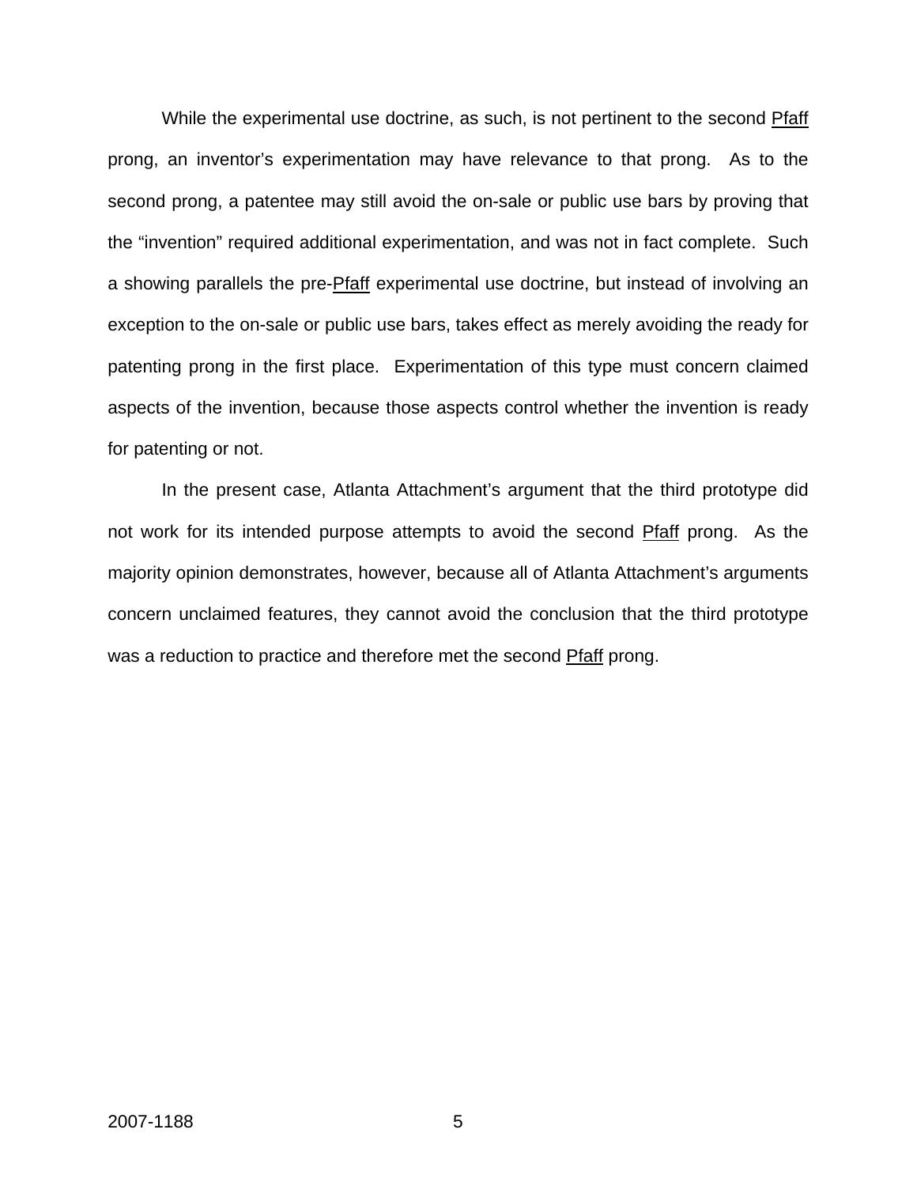While the experimental use doctrine, as such, is not pertinent to the second Pfaff prong, an inventor's experimentation may have relevance to that prong. As to the second prong, a patentee may still avoid the on-sale or public use bars by proving that the "invention" required additional experimentation, and was not in fact complete. Such a showing parallels the pre-Pfaff experimental use doctrine, but instead of involving an exception to the on-sale or public use bars, takes effect as merely avoiding the ready for patenting prong in the first place. Experimentation of this type must concern claimed aspects of the invention, because those aspects control whether the invention is ready for patenting or not.

In the present case, Atlanta Attachment's argument that the third prototype did not work for its intended purpose attempts to avoid the second Pfaff prong. As the majority opinion demonstrates, however, because all of Atlanta Attachment's arguments concern unclaimed features, they cannot avoid the conclusion that the third prototype was a reduction to practice and therefore met the second Pfaff prong.